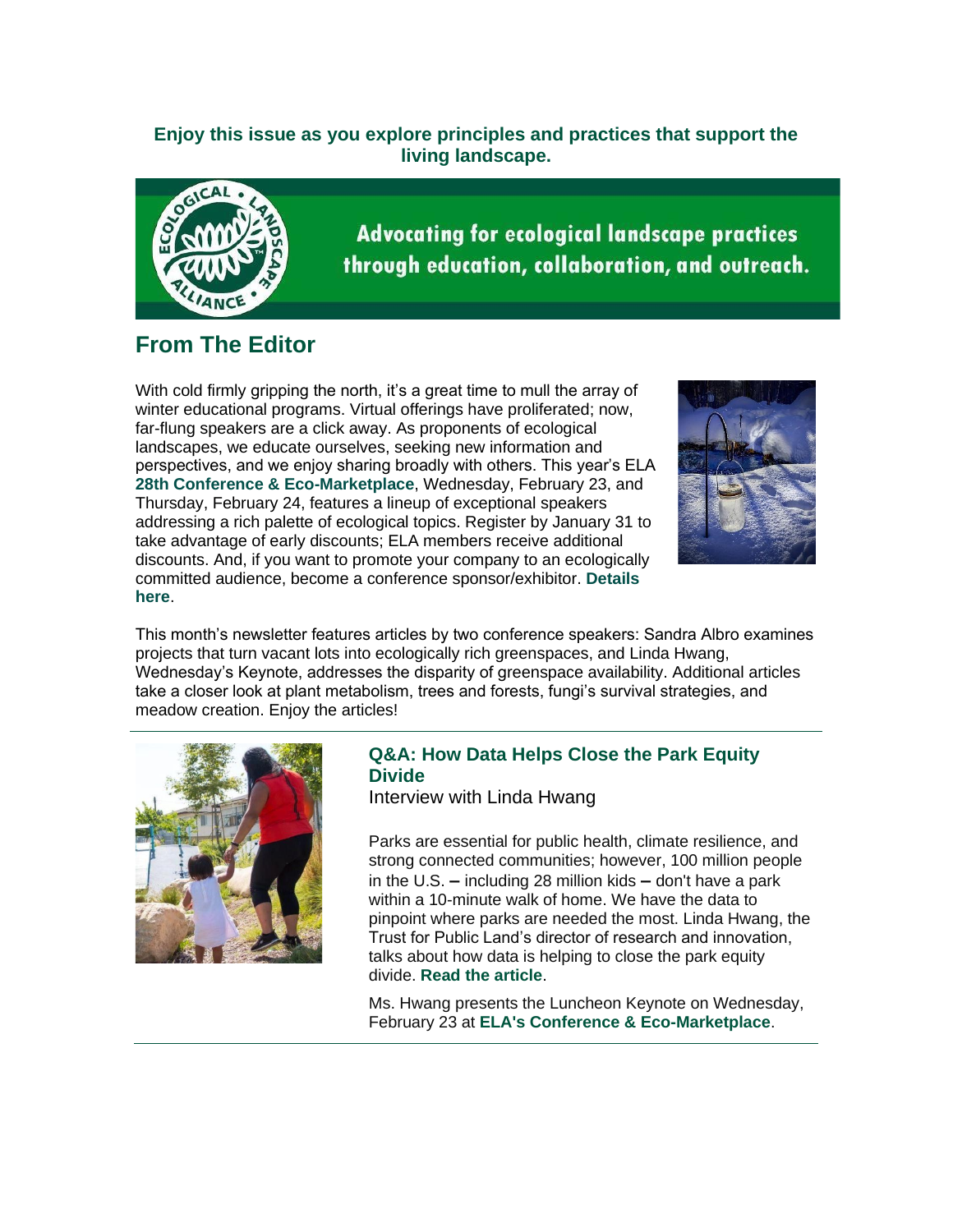**Enjoy this issue as you explore principles and practices that support the living landscape.**

Advocating for ecological landscape practices through education, collaboration, and outreach.

## From The Editor

With cold firmly gripping the north, it's a great time to mull the array of winter educational programs. Virtual offerings have proliferated; now, far-flung speakers are a click away. As proponents of ecological landscapes, we educate ourselves, seeking new information and perspectives, and we enjoy sharing broadly with others. This year's ELA **28th Conference & Eco-Marketplace**, Wednesday, February 23, and Thursday, February 24, features a lineup of exceptional speakers addressing a rich palette of ecological topics. Register by January 31 to take advantage of early discounts; ELA members receive additional discounts. And, if you want to promote your company to an ecologically committed audience, become a conference sponsor/exhibitor. **Details here**.

This month's newsletter features articles by two conference speakers: Sandra Albro examines projects that turn vacant lots into ecologically rich greenspaces, and Linda Hwang, Wednesday's Keynote, addresses the disparity of greenspace availability. Additional articles take a closer look at plant metabolism, trees and forests, fungi's survival strategies, and meadow creation. Enjoy the articles!

---

### Q&A: How Data Helps Close the Park Equity Divide

Interview with Linda Hwang

Parks are essential for public health, climate resilience, and strong connected communities; however, 100 million people in the U.S. – including 28 million kids – don't have a park within a 10-minute walk of home. We have the data to pinpoint where parks are needed the most. Linda Hwang, the Trust for Public Land's director of research and innovation, talks about how data is helping to close the park equity divide. **Read the article**.

Ms. Hwang presents the Luncheon Keynote on Wednesday, February 23 at **ELA's Conference & Eco-Marketplace**.

---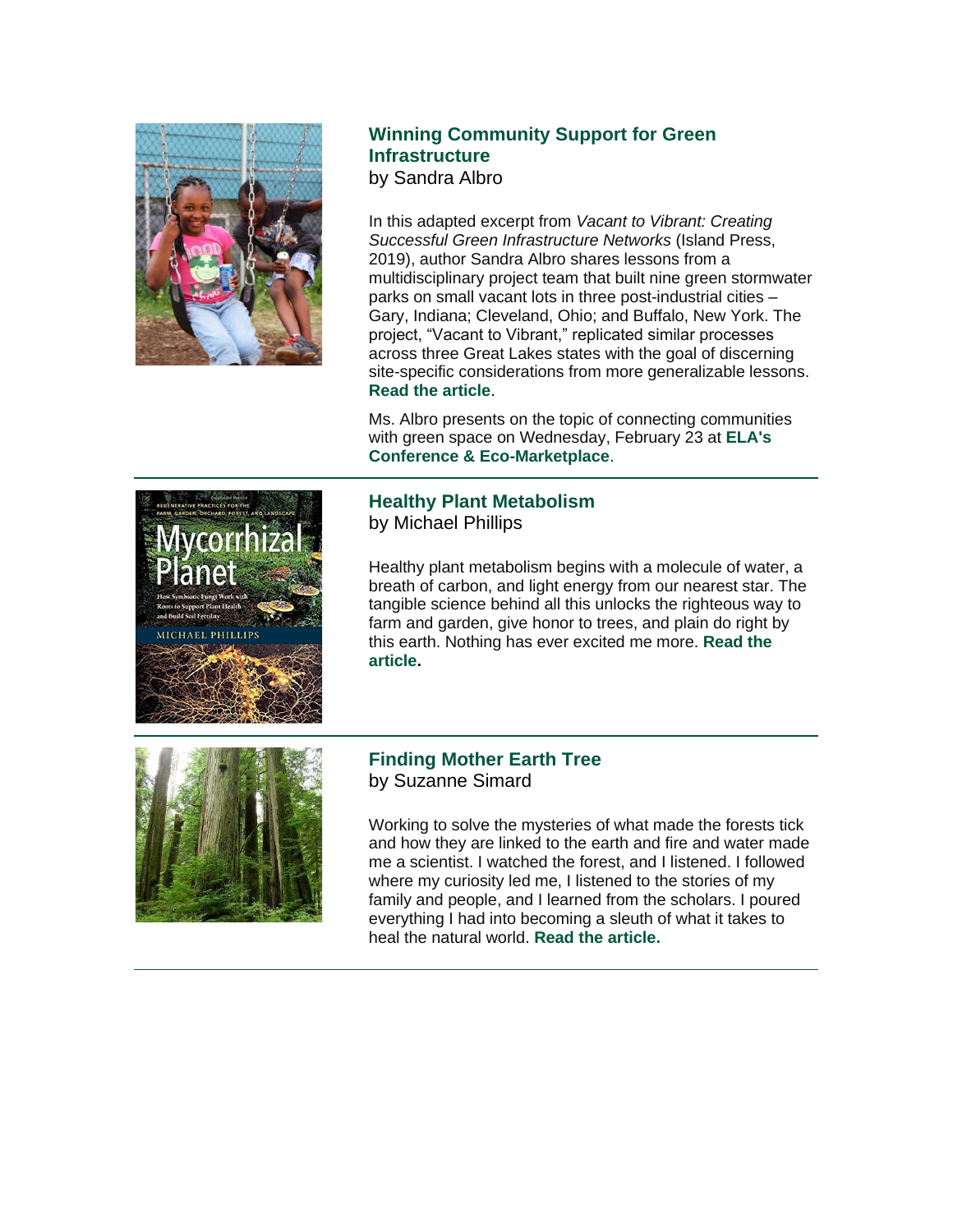### Winning Community Support for Green Infrastructure

by Sandra Albro

In this adapted excerpt from *Vacant to Vibrant: Creating Successful Green Infrastructure Networks* (Island Press, 2019), author Sandra Albro shares lessons from a multidisciplinary project team that built nine green stormwater parks on small vacant lots in three post-industrial cities – Gary, Indiana; Cleveland, Ohio; and Buffalo, New York. The project, "Vacant to Vibrant," replicated similar processes across three Great Lakes states with the goal of discerning site-specific considerations from more generalizable lessons. **Read the article**.

Ms. Albro presents on the topic of connecting communities with green space on Wednesday, February 23 at **ELA's Conference & Eco-Marketplace**.

---

### Healthy Plant Metabolism

by Michael Phillips

Healthy plant metabolism begins with a molecule of water, a breath of carbon, and light energy from our nearest star. The tangible science behind all this unlocks the righteous way to farm and garden, give honor to trees, and plain do right by this earth. Nothing has ever excited me more. **Read the article.**

---

### Finding Mother Earth Tree

by Suzanne Simard

Working to solve the mysteries of what made the forests tick and how they are linked to the earth and fire and water made me a scientist. I watched the forest, and I listened. I followed where my curiosity led me, I listened to the stories of my family and people, and I learned from the scholars. I poured everything I had into becoming a sleuth of what it takes to heal the natural world. **Read the article.**

---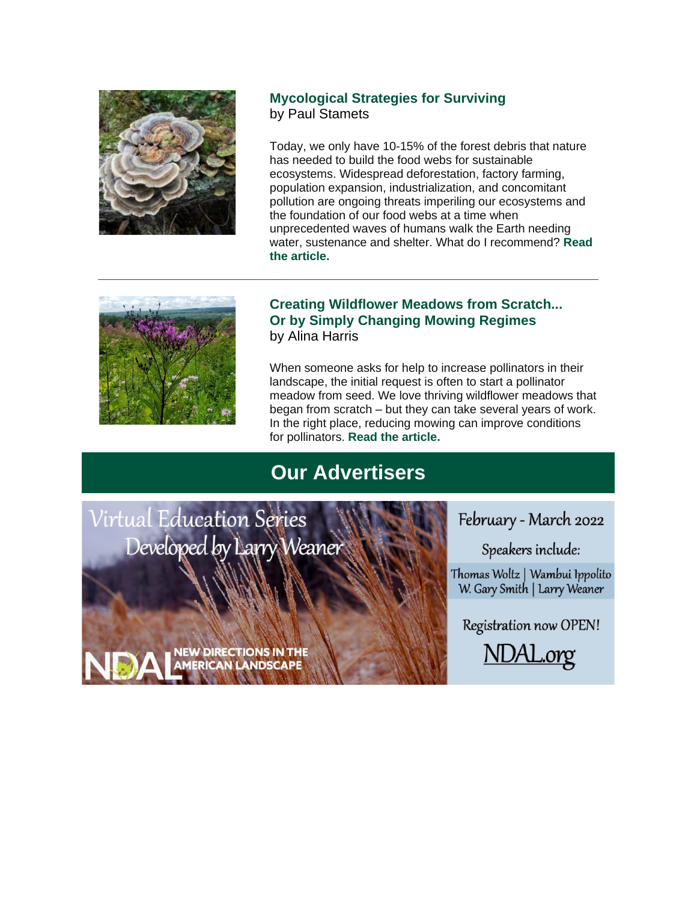### Mycological Strategies for Surviving
by Paul Stamets

Today, we only have 10-15% of the forest debris that nature has needed to build the food webs for sustainable ecosystems. Widespread deforestation, factory farming, population expansion, industrialization, and concomitant pollution are ongoing threats imperiling our ecosystems and the foundation of our food webs at a time when unprecedented waves of humans walk the Earth needing water, sustenance and shelter. What do I recommend? **Read the article.**

---

### Creating Wildflower Meadows from Scratch... Or by Simply Changing Mowing Regimes
by Alina Harris

When someone asks for help to increase pollinators in their landscape, the initial request is often to start a pollinator meadow from seed. We love thriving wildflower meadows that began from scratch – but they can take several years of work. In the right place, reducing mowing can improve conditions for pollinators. **Read the article.**

## Our Advertisers

Virtual Education Series Developed by Larry Weaner

February - March 2022

Speakers include:

Thomas Woltz | Wambui Ippolito
W. Gary Smith | Larry Weaner

Registration now OPEN!

NDAL.org

NDAL NEW DIRECTIONS IN THE AMERICAN LANDSCAPE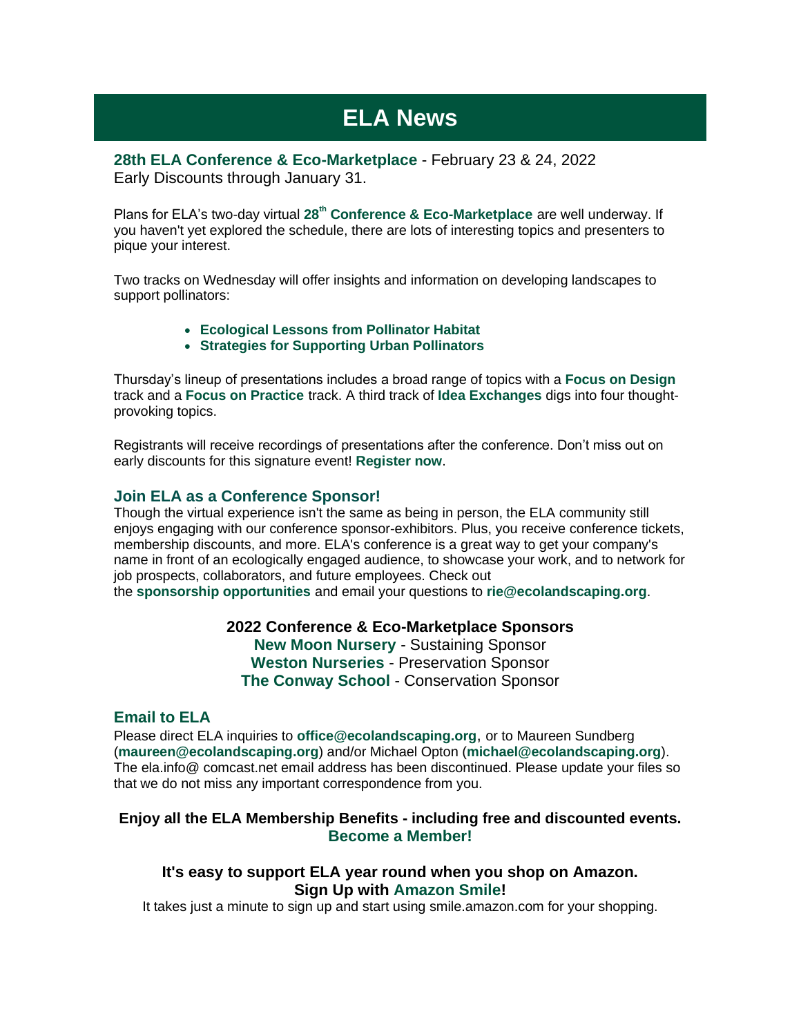# ELA News

**28th ELA Conference & Eco-Marketplace** - February 23 & 24, 2022
Early Discounts through January 31.

Plans for ELA's two-day virtual **28th Conference & Eco-Marketplace** are well underway. If you haven't yet explored the schedule, there are lots of interesting topics and presenters to pique your interest.

Two tracks on Wednesday will offer insights and information on developing landscapes to support pollinators:

- **Ecological Lessons from Pollinator Habitat**
- **Strategies for Supporting Urban Pollinators**

Thursday's lineup of presentations includes a broad range of topics with a **Focus on Design** track and a **Focus on Practice** track. A third track of **Idea Exchanges** digs into four thought-provoking topics.

Registrants will receive recordings of presentations after the conference. Don't miss out on early discounts for this signature event! **Register now**.

## Join ELA as a Conference Sponsor!

Though the virtual experience isn't the same as being in person, the ELA community still enjoys engaging with our conference sponsor-exhibitors. Plus, you receive conference tickets, membership discounts, and more. ELA's conference is a great way to get your company's name in front of an ecologically engaged audience, to showcase your work, and to network for job prospects, collaborators, and future employees. Check out the **sponsorship opportunities** and email your questions to **rie@ecolandscaping.org**.

**2022 Conference & Eco-Marketplace Sponsors**
**New Moon Nursery** - Sustaining Sponsor
**Weston Nurseries** - Preservation Sponsor
**The Conway School** - Conservation Sponsor

## Email to ELA

Please direct ELA inquiries to **office@ecolandscaping.org**, or to Maureen Sundberg (**maureen@ecolandscaping.org**) and/or Michael Opton (**michael@ecolandscaping.org**). The ela.info@ comcast.net email address has been discontinued. Please update your files so that we do not miss any important correspondence from you.

**Enjoy all the ELA Membership Benefits - including free and discounted events.**
**Become a Member!**

**It's easy to support ELA year round when you shop on Amazon.**
**Sign Up with Amazon Smile!**
It takes just a minute to sign up and start using smile.amazon.com for your shopping.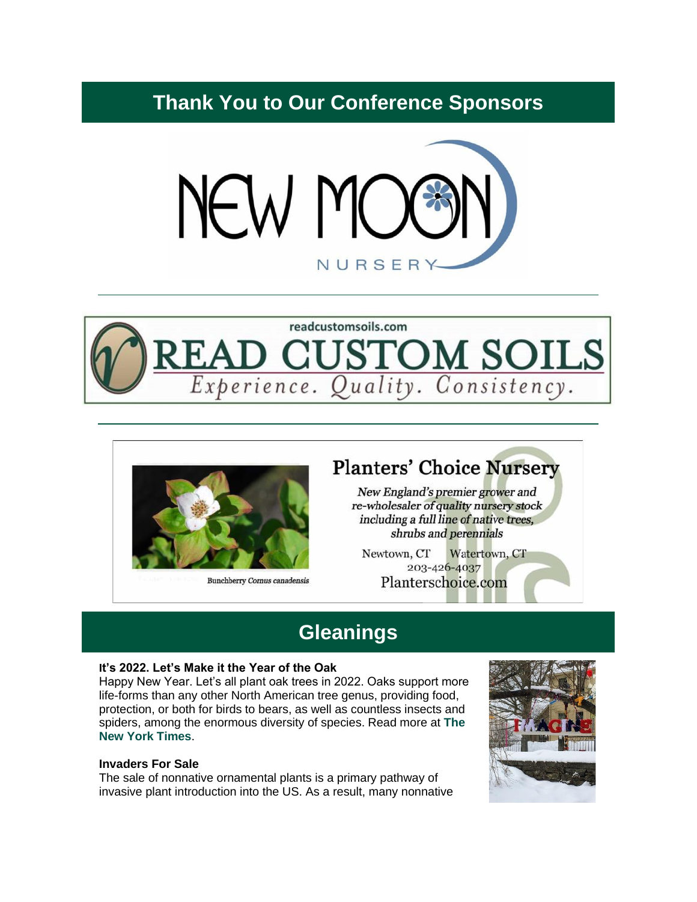## Thank You to Our Conference Sponsors

NEW MOON NURSERY

readcustomsoils.com
READ CUSTOM SOILS
*Experience. Quality. Consistency.*

Bunchberry *Cornus canadensis*

Planters' Choice Nursery

*New England's premier grower and re-wholesaler of quality nursery stock including a full line of native trees, shrubs and perennials*

Newtown, CT Watertown, CT
203-426-4037
Planterschoice.com

## Gleanings

**It's 2022. Let's Make it the Year of the Oak**
Happy New Year. Let's all plant oak trees in 2022. Oaks support more life-forms than any other North American tree genus, providing food, protection, or both for birds to bears, as well as countless insects and spiders, among the enormous diversity of species. Read more at **The New York Times**.

**Invaders For Sale**
The sale of nonnative ornamental plants is a primary pathway of invasive plant introduction into the US. As a result, many nonnative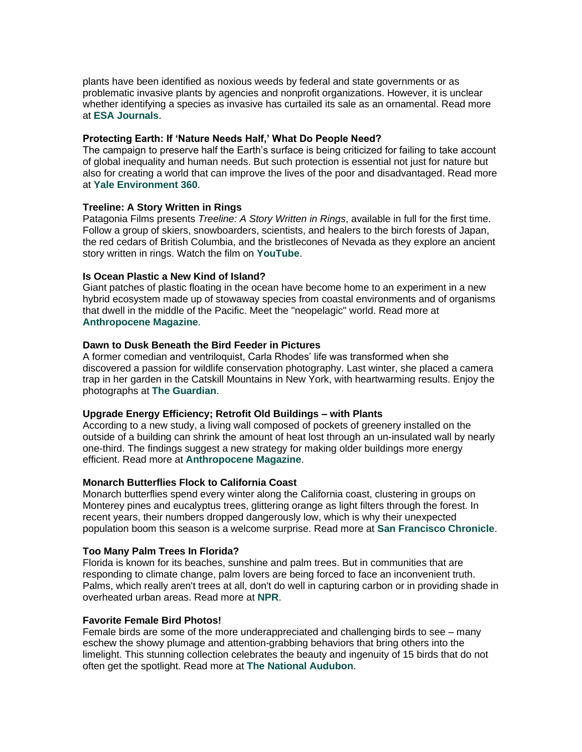plants have been identified as noxious weeds by federal and state governments or as problematic invasive plants by agencies and nonprofit organizations. However, it is unclear whether identifying a species as invasive has curtailed its sale as an ornamental. Read more at **ESA Journals**.

**Protecting Earth: If 'Nature Needs Half,' What Do People Need?**
The campaign to preserve half the Earth's surface is being criticized for failing to take account of global inequality and human needs. But such protection is essential not just for nature but also for creating a world that can improve the lives of the poor and disadvantaged. Read more at **Yale Environment 360**.

**Treeline: A Story Written in Rings**
Patagonia Films presents *Treeline: A Story Written in Rings*, available in full for the first time. Follow a group of skiers, snowboarders, scientists, and healers to the birch forests of Japan, the red cedars of British Columbia, and the bristlecones of Nevada as they explore an ancient story written in rings. Watch the film on **YouTube**.

**Is Ocean Plastic a New Kind of Island?**
Giant patches of plastic floating in the ocean have become home to an experiment in a new hybrid ecosystem made up of stowaway species from coastal environments and of organisms that dwell in the middle of the Pacific. Meet the "neopelagic" world. Read more at **Anthropocene Magazine**.

**Dawn to Dusk Beneath the Bird Feeder in Pictures**
A former comedian and ventriloquist, Carla Rhodes' life was transformed when she discovered a passion for wildlife conservation photography. Last winter, she placed a camera trap in her garden in the Catskill Mountains in New York, with heartwarming results. Enjoy the photographs at **The Guardian**.

**Upgrade Energy Efficiency; Retrofit Old Buildings – with Plants**
According to a new study, a living wall composed of pockets of greenery installed on the outside of a building can shrink the amount of heat lost through an un-insulated wall by nearly one-third. The findings suggest a new strategy for making older buildings more energy efficient. Read more at **Anthropocene Magazine**.

**Monarch Butterflies Flock to California Coast**
Monarch butterflies spend every winter along the California coast, clustering in groups on Monterey pines and eucalyptus trees, glittering orange as light filters through the forest. In recent years, their numbers dropped dangerously low, which is why their unexpected population boom this season is a welcome surprise. Read more at **San Francisco Chronicle**.

**Too Many Palm Trees In Florida?**
Florida is known for its beaches, sunshine and palm trees. But in communities that are responding to climate change, palm lovers are being forced to face an inconvenient truth. Palms, which really aren't trees at all, don't do well in capturing carbon or in providing shade in overheated urban areas. Read more at **NPR**.

**Favorite Female Bird Photos!**
Female birds are some of the more underappreciated and challenging birds to see – many eschew the showy plumage and attention-grabbing behaviors that bring others into the limelight. This stunning collection celebrates the beauty and ingenuity of 15 birds that do not often get the spotlight. Read more at **The National Audubon**.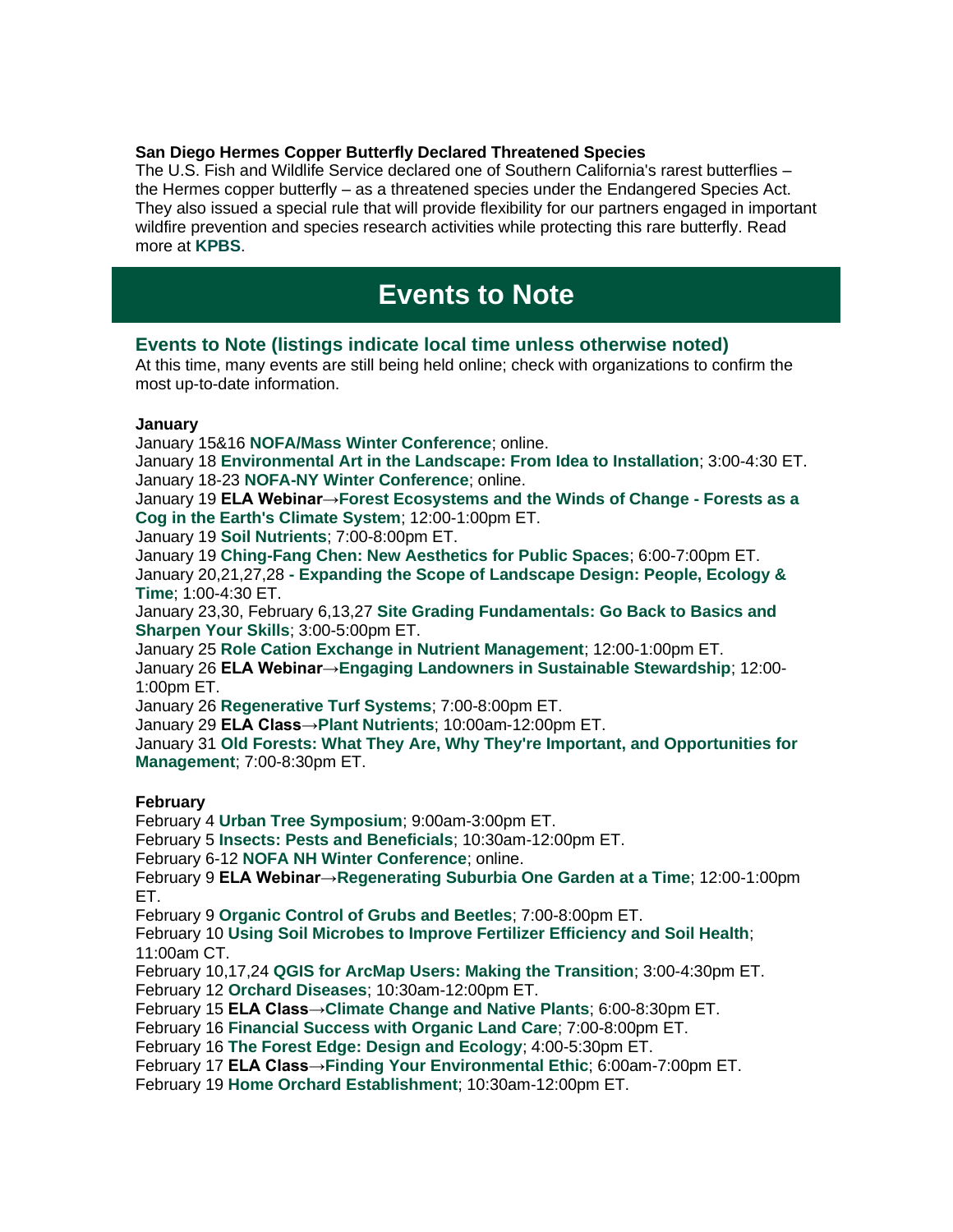**San Diego Hermes Copper Butterfly Declared Threatened Species**
The U.S. Fish and Wildlife Service declared one of Southern California's rarest butterflies – the Hermes copper butterfly – as a threatened species under the Endangered Species Act. They also issued a special rule that will provide flexibility for our partners engaged in important wildfire prevention and species research activities while protecting this rare butterfly. Read more at **KPBS**.

# Events to Note

## Events to Note (listings indicate local time unless otherwise noted)

At this time, many events are still being held online; check with organizations to confirm the most up-to-date information.

**January**

January 15&16 **NOFA/Mass Winter Conference**; online.
January 18 **Environmental Art in the Landscape: From Idea to Installation**; 3:00-4:30 ET.
January 18-23 **NOFA-NY Winter Conference**; online.
January 19 **ELA Webinar→Forest Ecosystems and the Winds of Change - Forests as a Cog in the Earth's Climate System**; 12:00-1:00pm ET.
January 19 **Soil Nutrients**; 7:00-8:00pm ET.
January 19 **Ching-Fang Chen: New Aesthetics for Public Spaces**; 6:00-7:00pm ET.
January 20,21,27,28 **- Expanding the Scope of Landscape Design: People, Ecology & Time**; 1:00-4:30 ET.
January 23,30, February 6,13,27 **Site Grading Fundamentals: Go Back to Basics and Sharpen Your Skills**; 3:00-5:00pm ET.
January 25 **Role Cation Exchange in Nutrient Management**; 12:00-1:00pm ET.
January 26 **ELA Webinar→Engaging Landowners in Sustainable Stewardship**; 12:00-1:00pm ET.
January 26 **Regenerative Turf Systems**; 7:00-8:00pm ET.
January 29 **ELA Class→Plant Nutrients**; 10:00am-12:00pm ET.
January 31 **Old Forests: What They Are, Why They're Important, and Opportunities for Management**; 7:00-8:30pm ET.

**February**

February 4 **Urban Tree Symposium**; 9:00am-3:00pm ET.
February 5 **Insects: Pests and Beneficials**; 10:30am-12:00pm ET.
February 6-12 **NOFA NH Winter Conference**; online.
February 9 **ELA Webinar→Regenerating Suburbia One Garden at a Time**; 12:00-1:00pm ET.
February 9 **Organic Control of Grubs and Beetles**; 7:00-8:00pm ET.
February 10 **Using Soil Microbes to Improve Fertilizer Efficiency and Soil Health**; 11:00am CT.
February 10,17,24 **QGIS for ArcMap Users: Making the Transition**; 3:00-4:30pm ET.
February 12 **Orchard Diseases**; 10:30am-12:00pm ET.
February 15 **ELA Class→Climate Change and Native Plants**; 6:00-8:30pm ET.
February 16 **Financial Success with Organic Land Care**; 7:00-8:00pm ET.
February 16 **The Forest Edge: Design and Ecology**; 4:00-5:30pm ET.
February 17 **ELA Class→Finding Your Environmental Ethic**; 6:00am-7:00pm ET.
February 19 **Home Orchard Establishment**; 10:30am-12:00pm ET.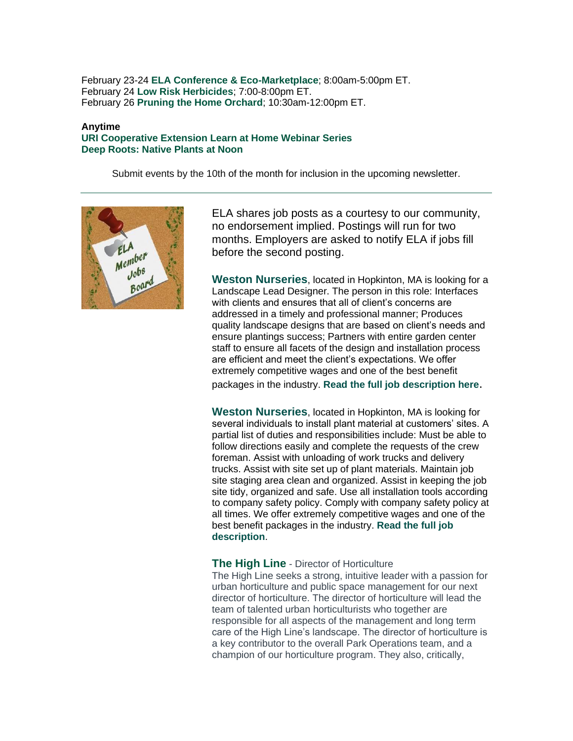February 23-24 **ELA Conference & Eco-Marketplace**; 8:00am-5:00pm ET.
February 24 **Low Risk Herbicides**; 7:00-8:00pm ET.
February 26 **Pruning the Home Orchard**; 10:30am-12:00pm ET.

**Anytime**
**URI Cooperative Extension Learn at Home Webinar Series**
**Deep Roots: Native Plants at Noon**

Submit events by the 10th of the month for inclusion in the upcoming newsletter.

---

ELA shares job posts as a courtesy to our community, no endorsement implied. Postings will run for two months. Employers are asked to notify ELA if jobs fill before the second posting.

**Weston Nurseries**, located in Hopkinton, MA is looking for a Landscape Lead Designer. The person in this role: Interfaces with clients and ensures that all of client's concerns are addressed in a timely and professional manner; Produces quality landscape designs that are based on client's needs and ensure plantings success; Partners with entire garden center staff to ensure all facets of the design and installation process are efficient and meet the client's expectations. We offer extremely competitive wages and one of the best benefit packages in the industry. **Read the full job description here**.

**Weston Nurseries**, located in Hopkinton, MA is looking for several individuals to install plant material at customers' sites. A partial list of duties and responsibilities include: Must be able to follow directions easily and complete the requests of the crew foreman. Assist with unloading of work trucks and delivery trucks. Assist with site set up of plant materials. Maintain job site staging area clean and organized. Assist in keeping the job site tidy, organized and safe. Use all installation tools according to company safety policy. Comply with company safety policy at all times. We offer extremely competitive wages and one of the best benefit packages in the industry. **Read the full job description**.

**The High Line** - Director of Horticulture
The High Line seeks a strong, intuitive leader with a passion for urban horticulture and public space management for our next director of horticulture. The director of horticulture will lead the team of talented urban horticulturists who together are responsible for all aspects of the management and long term care of the High Line's landscape. The director of horticulture is a key contributor to the overall Park Operations team, and a champion of our horticulture program. They also, critically,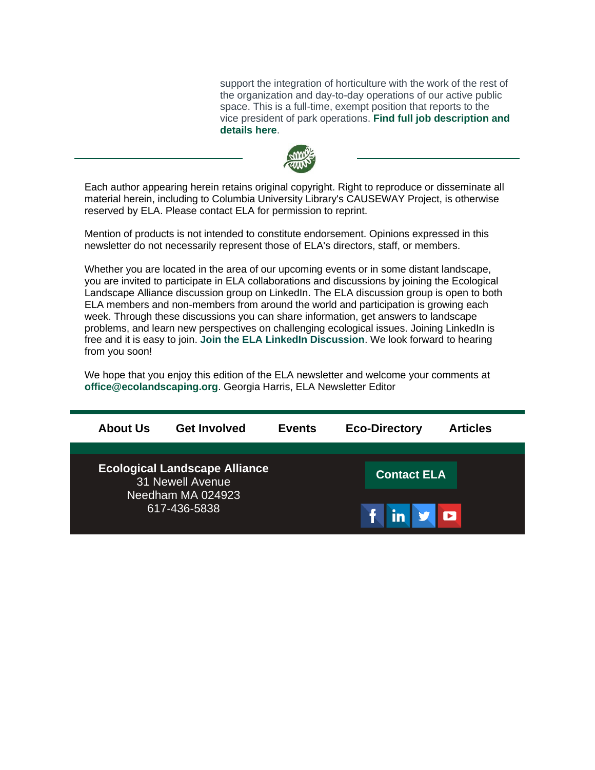support the integration of horticulture with the work of the rest of the organization and day-to-day operations of our active public space. This is a full-time, exempt position that reports to the vice president of park operations. **Find full job description and details here**.

---

Each author appearing herein retains original copyright. Right to reproduce or disseminate all material herein, including to Columbia University Library's CAUSEWAY Project, is otherwise reserved by ELA. Please contact ELA for permission to reprint.

Mention of products is not intended to constitute endorsement. Opinions expressed in this newsletter do not necessarily represent those of ELA's directors, staff, or members.

Whether you are located in the area of our upcoming events or in some distant landscape, you are invited to participate in ELA collaborations and discussions by joining the Ecological Landscape Alliance discussion group on LinkedIn. The ELA discussion group is open to both ELA members and non-members from around the world and participation is growing each week. Through these discussions you can share information, get answers to landscape problems, and learn new perspectives on challenging ecological issues. Joining LinkedIn is free and it is easy to join. **Join the ELA LinkedIn Discussion**. We look forward to hearing from you soon!

We hope that you enjoy this edition of the ELA newsletter and welcome your comments at **office@ecolandscaping.org**. Georgia Harris, ELA Newsletter Editor

---

**About Us** **Get Involved** **Events** **Eco-Directory** **Articles**

**Ecological Landscape Alliance**
31 Newell Avenue
Needham MA 024923
617-436-5838

**Contact ELA**